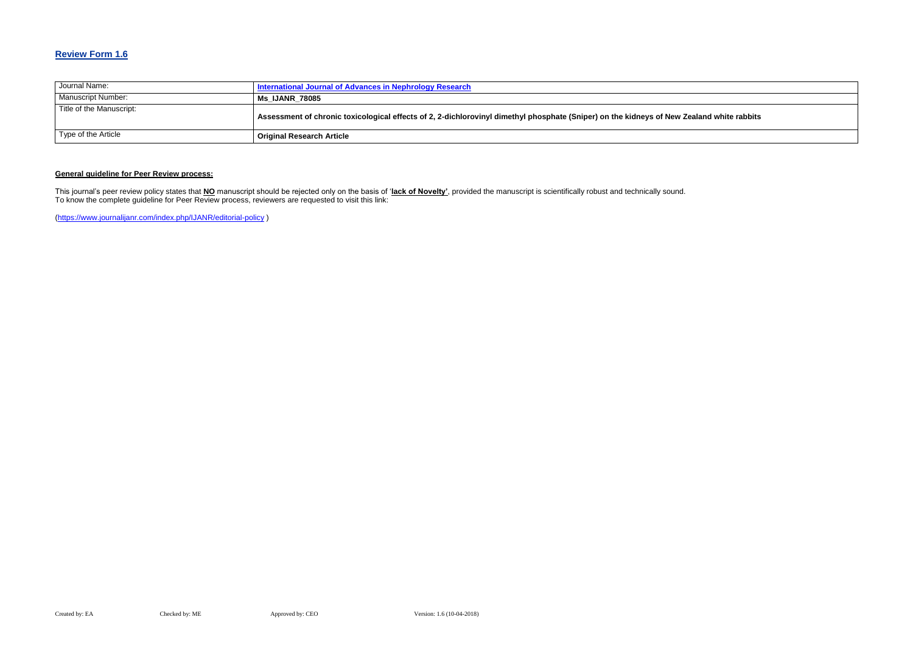## Review Form 1.6

| Journal Name: | **International Journal of Advances in Nephrology Research** |
|---|---|
| Manuscript Number: | **Ms_IJANR_78085** |
| Title of the Manuscript: | **Assessment of chronic toxicological effects of 2, 2-dichlorovinyl dimethyl phosphate (Sniper) on the kidneys of New Zealand white rabbits** |
| Type of the Article | **Original Research Article** |

**General guideline for Peer Review process:**

This journal's peer review policy states that **NO** manuscript should be rejected only on the basis of '**lack of Novelty'**, provided the manuscript is scientifically robust and technically sound.
To know the complete guideline for Peer Review process, reviewers are requested to visit this link:

(https://www.journalijanr.com/index.php/IJANR/editorial-policy )

Created by: EA Checked by: ME Approved by: CEO Version: 1.6 (10-04-2018)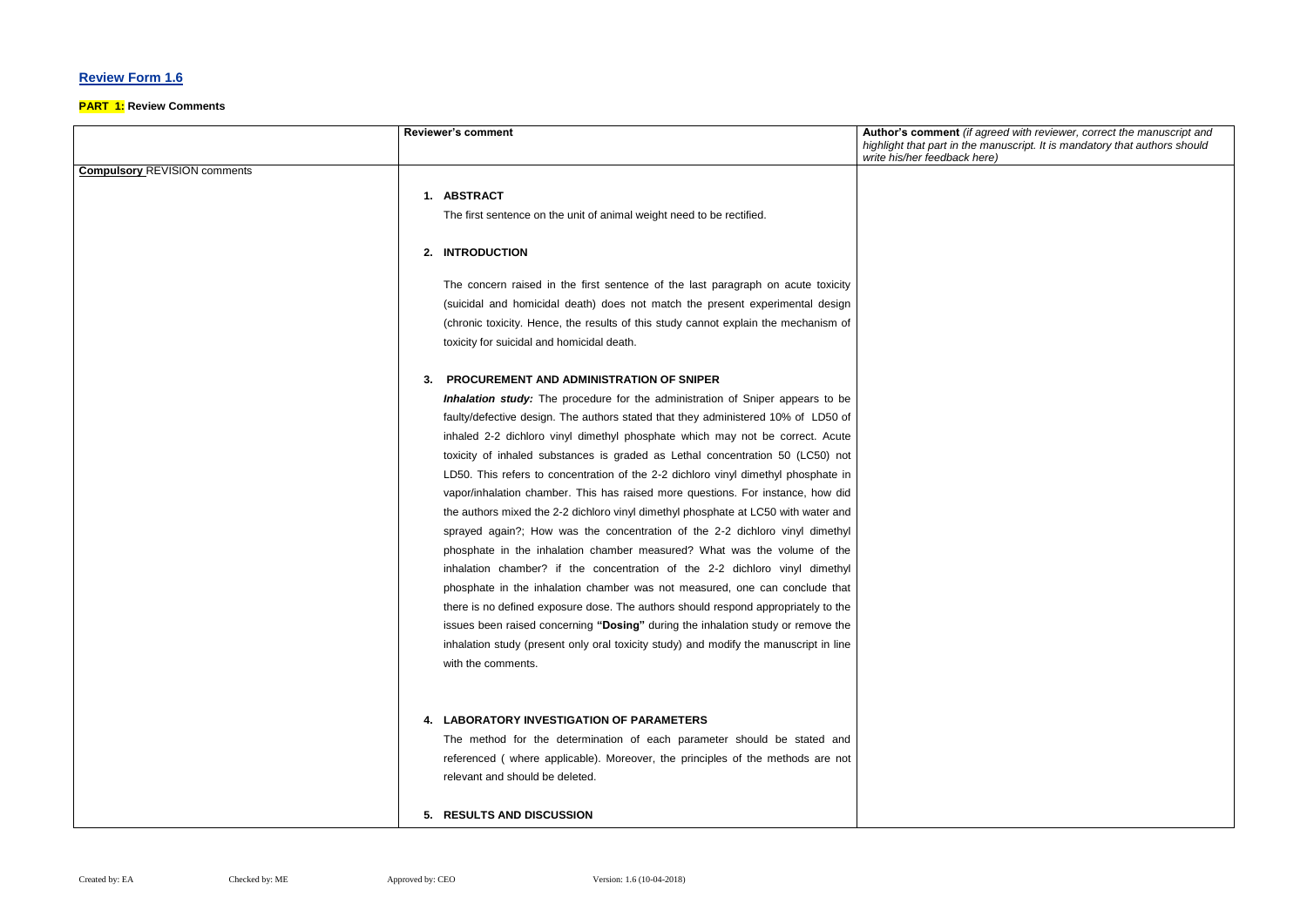## Review Form 1.6

**PART 1:** Review Comments

| | Reviewer's comment | **Author's comment** *(if agreed with reviewer, correct the manuscript and highlight that part in the manuscript. It is mandatory that authors should write his/her feedback here)* |
|---|---|---|
| **Compulsory** REVISION comments | **1. ABSTRACT**<br><br>The first sentence on the unit of animal weight need to be rectified.<br><br>**2. INTRODUCTION**<br><br>The concern raised in the first sentence of the last paragraph on acute toxicity (suicidal and homicidal death) does not match the present experimental design (chronic toxicity. Hence, the results of this study cannot explain the mechanism of toxicity for suicidal and homicidal death.<br><br>**3. PROCUREMENT AND ADMINISTRATION OF SNIPER**<br><br>***Inhalation study:*** The procedure for the administration of Sniper appears to be faulty/defective design. The authors stated that they administered 10% of LD50 of inhaled 2-2 dichloro vinyl dimethyl phosphate which may not be correct. Acute toxicity of inhaled substances is graded as Lethal concentration 50 (LC50) not LD50. This refers to concentration of the 2-2 dichloro vinyl dimethyl phosphate in vapor/inhalation chamber. This has raised more questions. For instance, how did the authors mixed the 2-2 dichloro vinyl dimethyl phosphate at LC50 with water and sprayed again?; How was the concentration of the 2-2 dichloro vinyl dimethyl phosphate in the inhalation chamber measured? What was the volume of the inhalation chamber? if the concentration of the 2-2 dichloro vinyl dimethyl phosphate in the inhalation chamber was not measured, one can conclude that there is no defined exposure dose. The authors should respond appropriately to the issues been raised concerning **"Dosing"** during the inhalation study or remove the inhalation study (present only oral toxicity study) and modify the manuscript in line with the comments.<br><br>**4. LABORATORY INVESTIGATION OF PARAMETERS**<br><br>The method for the determination of each parameter should be stated and referenced ( where applicable). Moreover, the principles of the methods are not relevant and should be deleted.<br><br>**5. RESULTS AND DISCUSSION** | |

Created by: EA Checked by: ME Approved by: CEO Version: 1.6 (10-04-2018)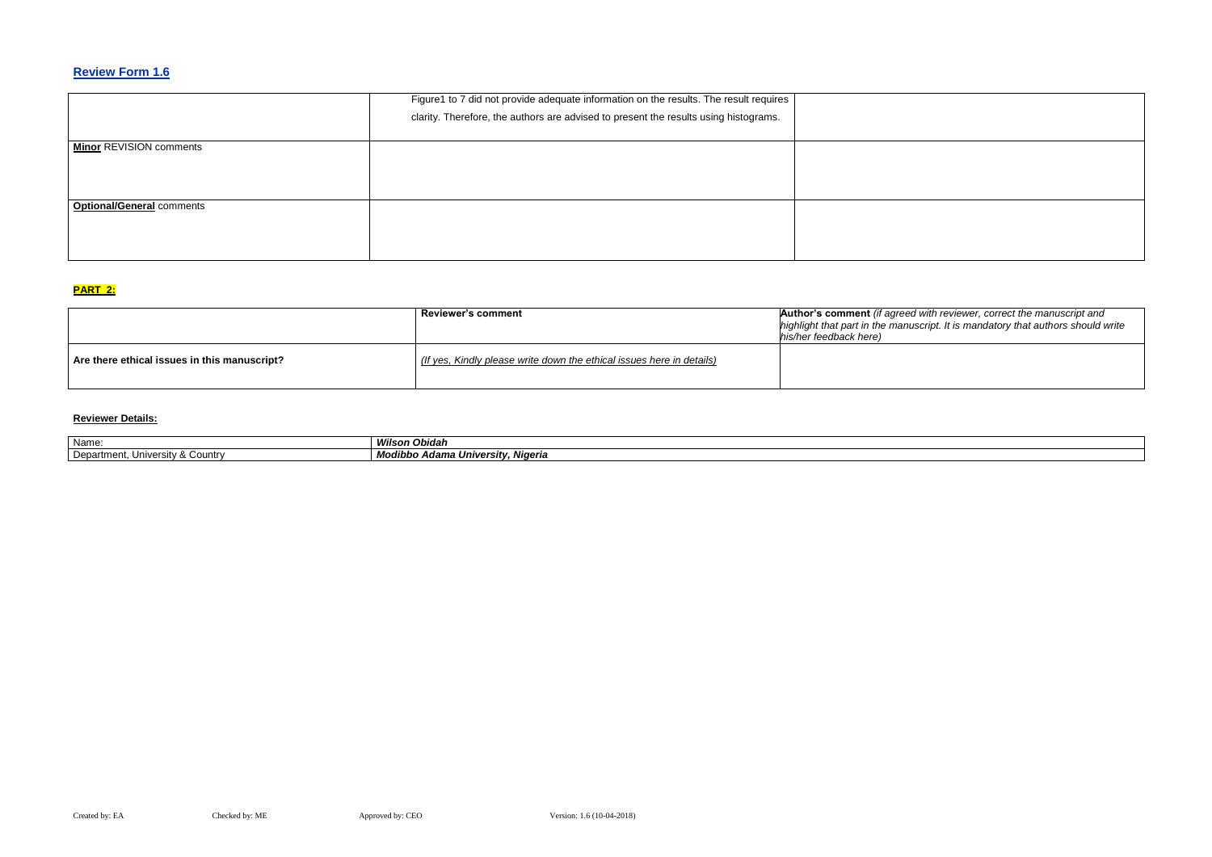## Review Form 1.6

| | | |
|---|---|---|
| | Figure1 to 7 did not provide adequate information on the results. The result requires clarity. Therefore, the authors are advised to present the results using histograms. | |
| **Minor** REVISION comments | | |
| **Optional/General** comments | | |

**PART 2:**

| | **Reviewer's comment** | **Author's comment** *(if agreed with reviewer, correct the manuscript and highlight that part in the manuscript. It is mandatory that authors should write his/her feedback here)* |
|---|---|---|
| **Are there ethical issues in this manuscript?** | *(If yes, Kindly please write down the ethical issues here in details)* | |

**Reviewer Details:**

| | |
|---|---|
| Name: | ***Wilson Obidah*** |
| Department, University & Country | ***Modibbo Adama University, Nigeria*** |